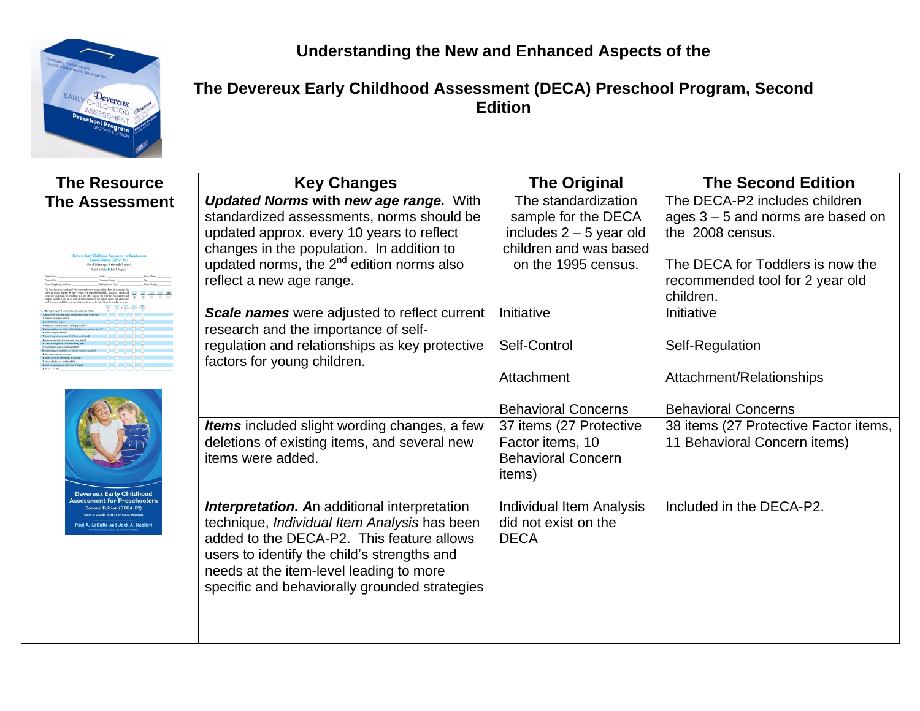# Understanding the New and Enhanced Aspects of the

# The Devereux Early Childhood Assessment (DECA) Preschool Program, Second Edition

| The Resource | Key Changes | The Original | The Second Edition |
|---|---|---|---|
| **The Assessment** | ***Updated Norms*** **with** ***new age range.*** With standardized assessments, norms should be updated approx. every 10 years to reflect changes in the population. In addition to updated norms, the 2nd edition norms also reflect a new age range. | The standardization sample for the DECA includes 2 – 5 year old children and was based on the 1995 census. | The DECA-P2 includes children ages 3 – 5 and norms are based on the 2008 census.<br><br>The DECA for Toddlers is now the recommended tool for 2 year old children. |
| | ***Scale names*** were adjusted to reflect current research and the importance of self-regulation and relationships as key protective factors for young children. | Initiative<br><br>Self-Control<br><br>Attachment<br><br>Behavioral Concerns | Initiative<br><br>Self-Regulation<br><br>Attachment/Relationships<br><br>Behavioral Concerns |
| | ***Items*** included slight wording changes, a few deletions of existing items, and several new items were added. | 37 items (27 Protective Factor items, 10 Behavioral Concern items) | 38 items (27 Protective Factor items, 11 Behavioral Concern items) |
| | ***Interpretation. A***n additional interpretation technique, *Individual Item Analysis* has been added to the DECA-P2. This feature allows users to identify the child's strengths and needs at the item-level leading to more specific and behaviorally grounded strategies | Individual Item Analysis did not exist on the DECA | Included in the DECA-P2. |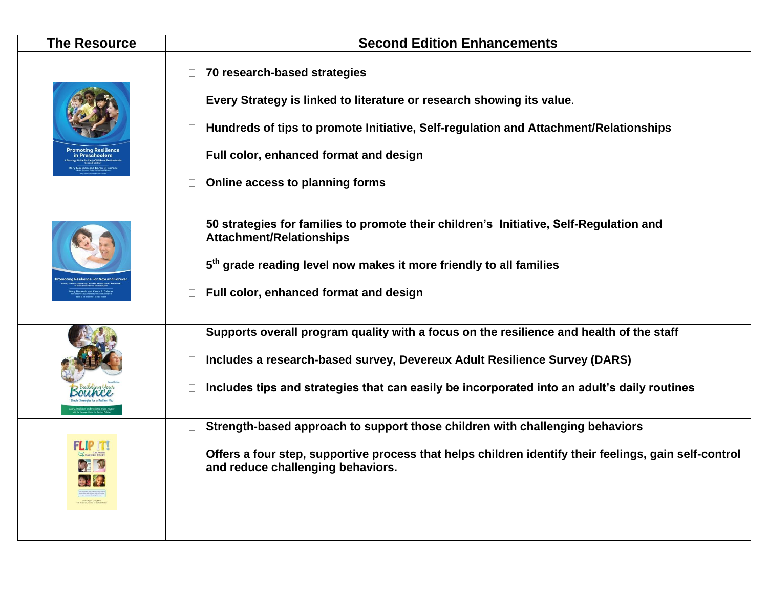| The Resource | Second Edition Enhancements |
|---|---|
| Promoting Resilience in Preschoolers<br>A Strategy Guide for Early Childhood Professionals<br>Second Edition<br>Mary Mackrain and Karen B. Cairone | ☐ **70 research-based strategies**<br>☐ **Every Strategy is linked to literature or research showing its value**.<br>☐ **Hundreds of tips to promote Initiative, Self-regulation and Attachment/Relationships**<br>☐ **Full color, enhanced format and design**<br>☐ **Online access to planning forms** |
| Building Your Bounce<br>Promoting Resilience For Now and Forever<br>Mary Mackrain and Karen B. Cairone | ☐ **50 strategies for families to promote their children's Initiative, Self-Regulation and Attachment/Relationships**<br>☐ **5th grade reading level now makes it more friendly to all families**<br>☐ **Full color, enhanced format and design** |
| Second Edition<br>Building Your Bounce<br>Simple Strategies for a Resilient You<br>Mary Mackrain and Nefertiti Bruce Poyner | ☐ **Supports overall program quality with a focus on the resilience and health of the staff**<br>☐ **Includes a research-based survey, Devereux Adult Resilience Survey (DARS)**<br>☐ **Includes tips and strategies that can easily be incorporated into an adult's daily routines** |
| FLIP IT!<br>Transforming Challenging Behavior | ☐ **Strength-based approach to support those children with challenging behaviors**<br>☐ **Offers a four step, supportive process that helps children identify their feelings, gain self-control and reduce challenging behaviors.** |